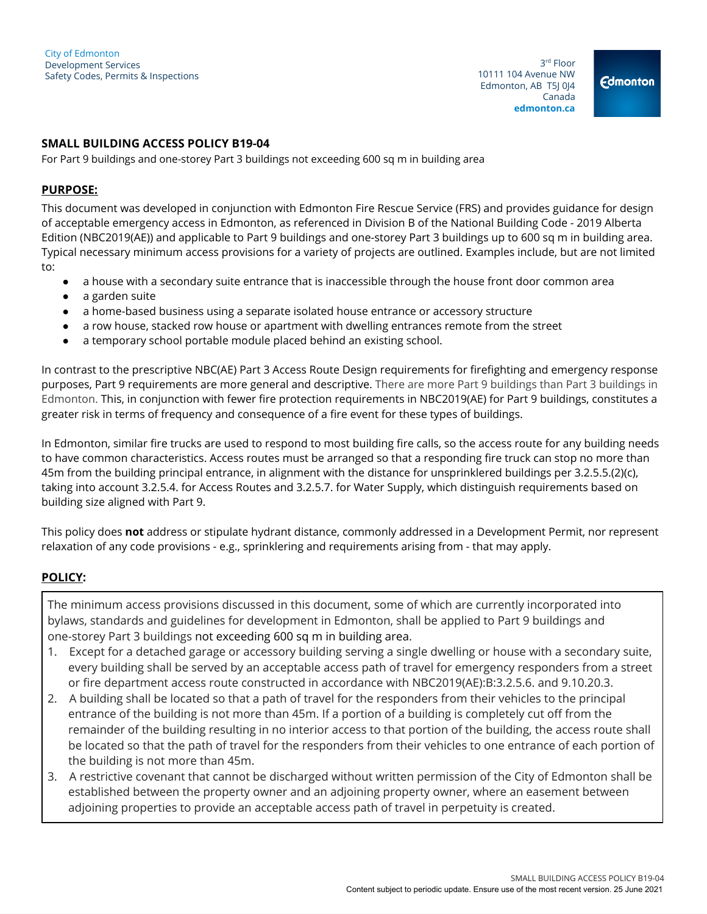City of Edmonton
Development Services
Safety Codes, Permits & Inspections

3rd Floor
10111 104 Avenue NW
Edmonton, AB T5J 0J4
Canada
**edmonton.ca**

## SMALL BUILDING ACCESS POLICY B19-04

For Part 9 buildings and one-storey Part 3 buildings not exceeding 600 sq m in building area

### PURPOSE:

This document was developed in conjunction with Edmonton Fire Rescue Service (FRS) and provides guidance for design of acceptable emergency access in Edmonton, as referenced in Division B of the National Building Code - 2019 Alberta Edition (NBC2019(AE)) and applicable to Part 9 buildings and one-storey Part 3 buildings up to 600 sq m in building area. Typical necessary minimum access provisions for a variety of projects are outlined. Examples include, but are not limited to:

- a house with a secondary suite entrance that is inaccessible through the house front door common area
- a garden suite
- a home-based business using a separate isolated house entrance or accessory structure
- a row house, stacked row house or apartment with dwelling entrances remote from the street
- a temporary school portable module placed behind an existing school.

In contrast to the prescriptive NBC(AE) Part 3 Access Route Design requirements for firefighting and emergency response purposes, Part 9 requirements are more general and descriptive. There are more Part 9 buildings than Part 3 buildings in Edmonton. This, in conjunction with fewer fire protection requirements in NBC2019(AE) for Part 9 buildings, constitutes a greater risk in terms of frequency and consequence of a fire event for these types of buildings.

In Edmonton, similar fire trucks are used to respond to most building fire calls, so the access route for any building needs to have common characteristics. Access routes must be arranged so that a responding fire truck can stop no more than 45m from the building principal entrance, in alignment with the distance for unsprinklered buildings per 3.2.5.5.(2)(c), taking into account 3.2.5.4. for Access Routes and 3.2.5.7. for Water Supply, which distinguish requirements based on building size aligned with Part 9.

This policy does **not** address or stipulate hydrant distance, commonly addressed in a Development Permit, nor represent relaxation of any code provisions - e.g., sprinklering and requirements arising from - that may apply.

### POLICY:

The minimum access provisions discussed in this document, some of which are currently incorporated into bylaws, standards and guidelines for development in Edmonton, shall be applied to Part 9 buildings and one-storey Part 3 buildings not exceeding 600 sq m in building area.

1. Except for a detached garage or accessory building serving a single dwelling or house with a secondary suite, every building shall be served by an acceptable access path of travel for emergency responders from a street or fire department access route constructed in accordance with NBC2019(AE):B:3.2.5.6. and 9.10.20.3.
2. A building shall be located so that a path of travel for the responders from their vehicles to the principal entrance of the building is not more than 45m. If a portion of a building is completely cut off from the remainder of the building resulting in no interior access to that portion of the building, the access route shall be located so that the path of travel for the responders from their vehicles to one entrance of each portion of the building is not more than 45m.
3. A restrictive covenant that cannot be discharged without written permission of the City of Edmonton shall be established between the property owner and an adjoining property owner, where an easement between adjoining properties to provide an acceptable access path of travel in perpetuity is created.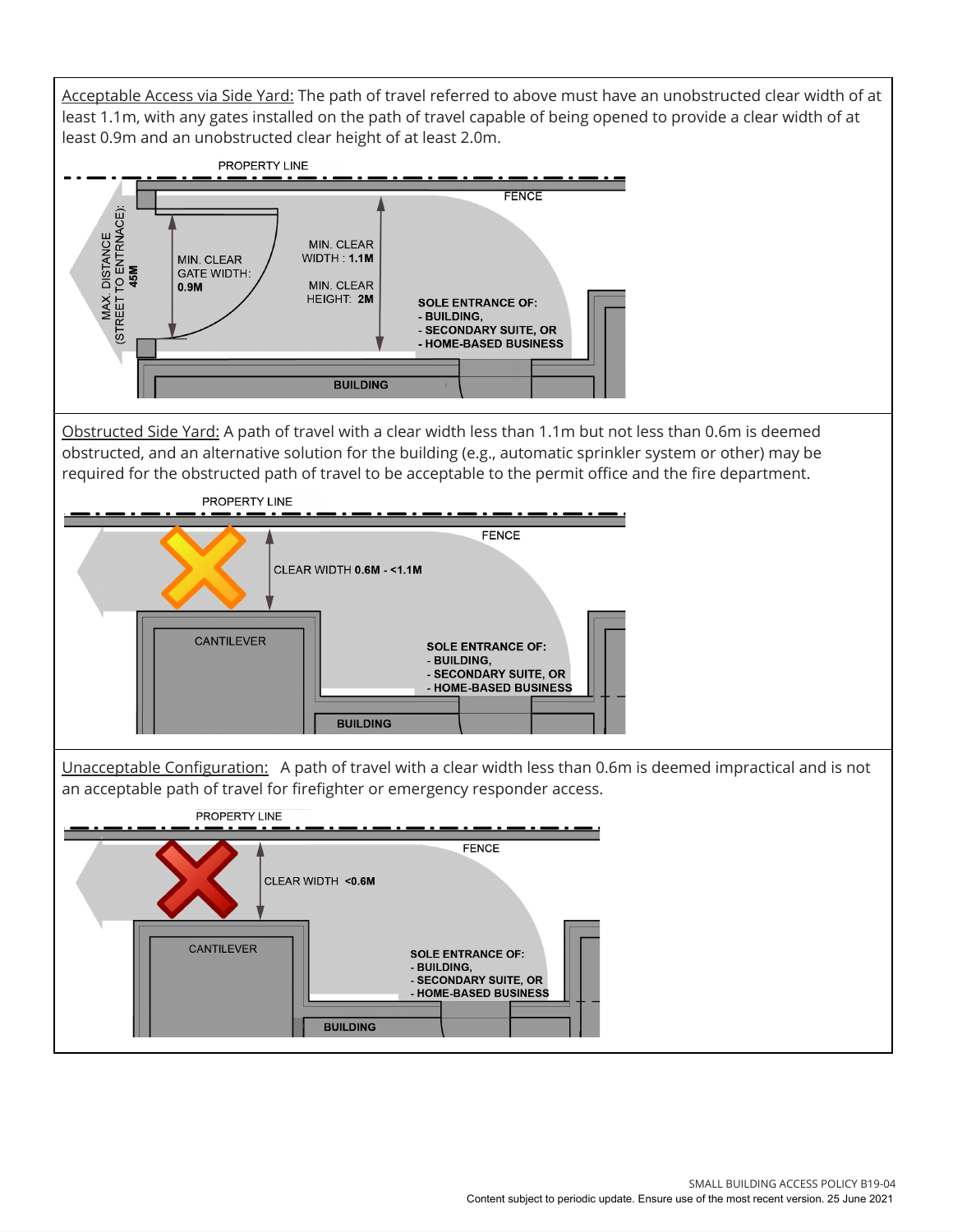Acceptable Access via Side Yard: The path of travel referred to above must have an unobstructed clear width of at least 1.1m, with any gates installed on the path of travel capable of being opened to provide a clear width of at least 0.9m and an unobstructed clear height of at least 2.0m.

PROPERTY LINE

FENCE

MAX. DISTANCE (STREET TO ENTRNACE): **45M**

MIN. CLEAR GATE WIDTH: **0.9M**

MIN. CLEAR WIDTH : **1.1M**

MIN. CLEAR HEIGHT: **2M**

**SOLE ENTRANCE OF:**
**- BUILDING,**
**- SECONDARY SUITE, OR**
**- HOME-BASED BUSINESS**

**BUILDING**

Obstructed Side Yard: A path of travel with a clear width less than 1.1m but not less than 0.6m is deemed obstructed, and an alternative solution for the building (e.g., automatic sprinkler system or other) may be required for the obstructed path of travel to be acceptable to the permit office and the fire department.

PROPERTY LINE

FENCE

CLEAR WIDTH **0.6M - <1.1M**

CANTILEVER

**SOLE ENTRANCE OF:**
**- BUILDING,**
**- SECONDARY SUITE, OR**
**- HOME-BASED BUSINESS**

**BUILDING**

Unacceptable Configuration: A path of travel with a clear width less than 0.6m is deemed impractical and is not an acceptable path of travel for firefighter or emergency responder access.

PROPERTY LINE

FENCE

CLEAR WIDTH **<0.6M**

CANTILEVER

**SOLE ENTRANCE OF:**
**- BUILDING,**
**- SECONDARY SUITE, OR**
**- HOME-BASED BUSINESS**

**BUILDING**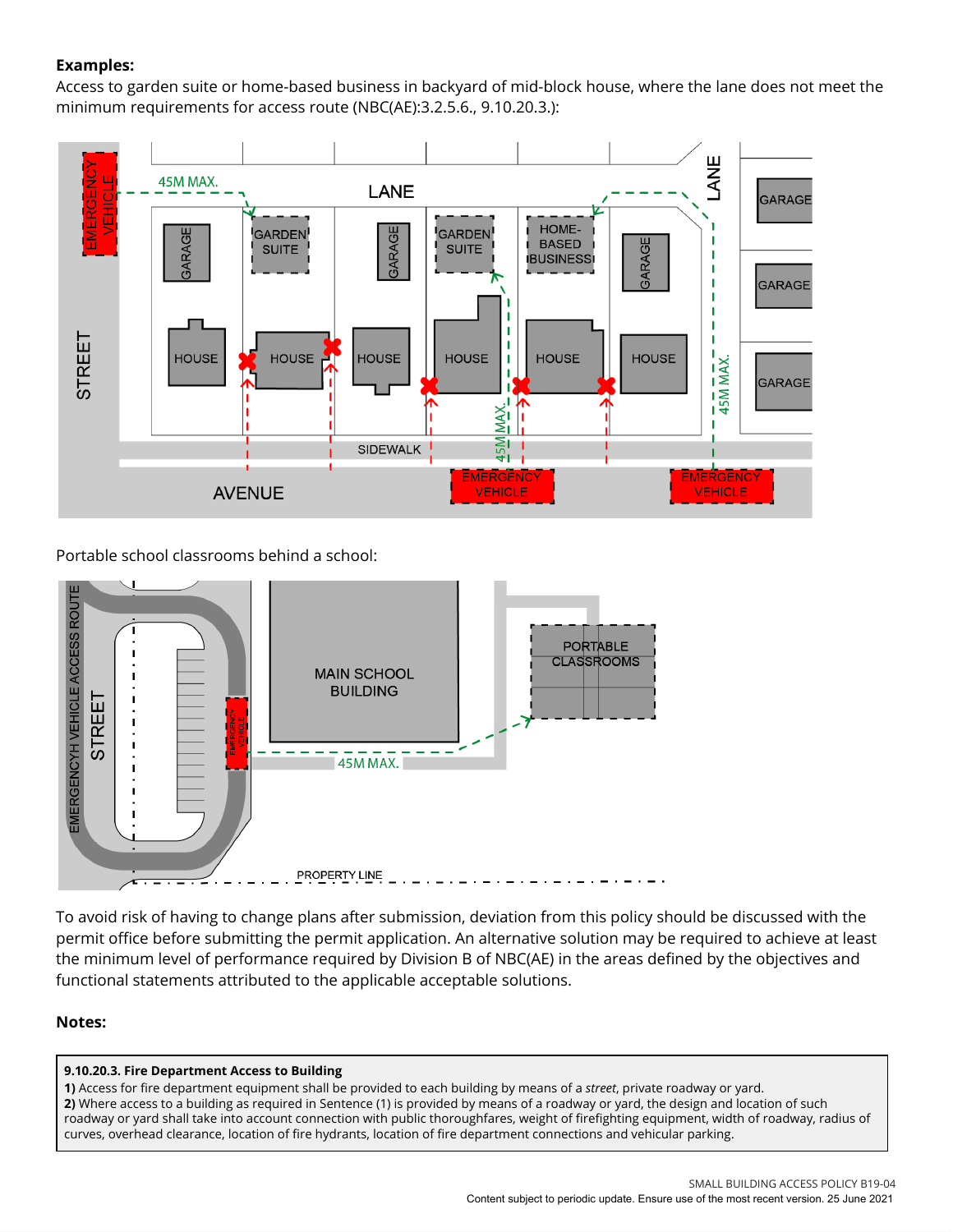**Examples:**

Access to garden suite or home-based business in backyard of mid-block house, where the lane does not meet the minimum requirements for access route (NBC(AE):3.2.5.6., 9.10.20.3.):

Portable school classrooms behind a school:

To avoid risk of having to change plans after submission, deviation from this policy should be discussed with the permit office before submitting the permit application. An alternative solution may be required to achieve at least the minimum level of performance required by Division B of NBC(AE) in the areas defined by the objectives and functional statements attributed to the applicable acceptable solutions.

**Notes:**

> **9.10.20.3. Fire Department Access to Building**
>
> **1)** Access for fire department equipment shall be provided to each building by means of a *street*, private roadway or yard.
>
> **2)** Where access to a building as required in Sentence (1) is provided by means of a roadway or yard, the design and location of such roadway or yard shall take into account connection with public thoroughfares, weight of firefighting equipment, width of roadway, radius of curves, overhead clearance, location of fire hydrants, location of fire department connections and vehicular parking.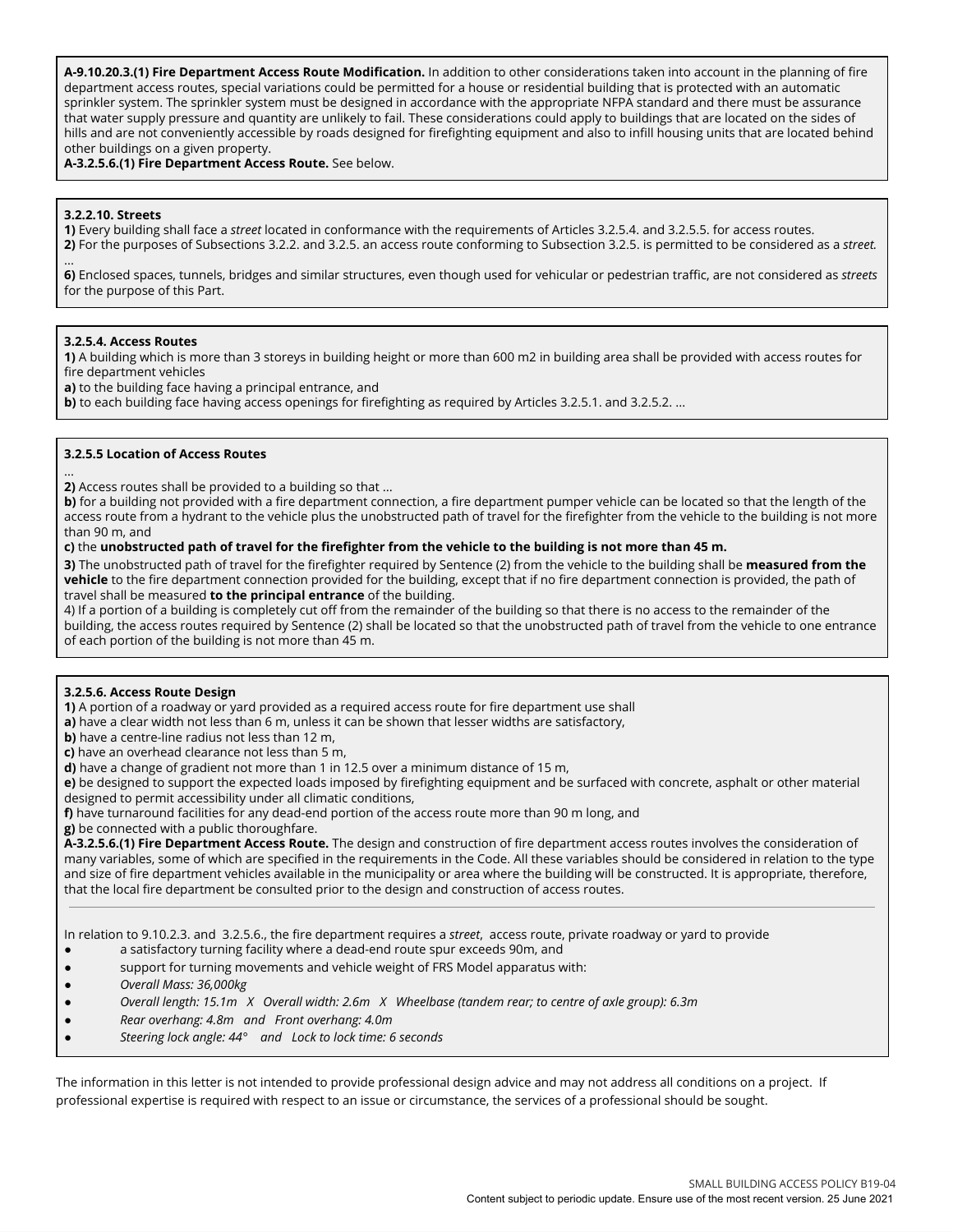**A-9.10.20.3.(1) Fire Department Access Route Modification.** In addition to other considerations taken into account in the planning of fire department access routes, special variations could be permitted for a house or residential building that is protected with an automatic sprinkler system. The sprinkler system must be designed in accordance with the appropriate NFPA standard and there must be assurance that water supply pressure and quantity are unlikely to fail. These considerations could apply to buildings that are located on the sides of hills and are not conveniently accessible by roads designed for firefighting equipment and also to infill housing units that are located behind other buildings on a given property.
**A-3.2.5.6.(1) Fire Department Access Route.** See below.

**3.2.2.10. Streets**
**1)** Every building shall face a *street* located in conformance with the requirements of Articles 3.2.5.4. and 3.2.5.5. for access routes.
**2)** For the purposes of Subsections 3.2.2. and 3.2.5. an access route conforming to Subsection 3.2.5. is permitted to be considered as a *street.*
...
**6)** Enclosed spaces, tunnels, bridges and similar structures, even though used for vehicular or pedestrian traffic, are not considered as *streets* for the purpose of this Part.

**3.2.5.4. Access Routes**
**1)** A building which is more than 3 storeys in building height or more than 600 m2 in building area shall be provided with access routes for fire department vehicles
**a)** to the building face having a principal entrance, and
**b)** to each building face having access openings for firefighting as required by Articles 3.2.5.1. and 3.2.5.2. ...

**3.2.5.5 Location of Access Routes**
...
**2)** Access routes shall be provided to a building so that ...
**b)** for a building not provided with a fire department connection, a fire department pumper vehicle can be located so that the length of the access route from a hydrant to the vehicle plus the unobstructed path of travel for the firefighter from the vehicle to the building is not more than 90 m, and
**c)** the **unobstructed path of travel for the firefighter from the vehicle to the building is not more than 45 m.**
**3)** The unobstructed path of travel for the firefighter required by Sentence (2) from the vehicle to the building shall be **measured from the vehicle** to the fire department connection provided for the building, except that if no fire department connection is provided, the path of travel shall be measured **to the principal entrance** of the building.
4) If a portion of a building is completely cut off from the remainder of the building so that there is no access to the remainder of the building, the access routes required by Sentence (2) shall be located so that the unobstructed path of travel from the vehicle to one entrance of each portion of the building is not more than 45 m.

**3.2.5.6. Access Route Design**
**1)** A portion of a roadway or yard provided as a required access route for fire department use shall
**a)** have a clear width not less than 6 m, unless it can be shown that lesser widths are satisfactory,
**b)** have a centre-line radius not less than 12 m,
**c)** have an overhead clearance not less than 5 m,
**d)** have a change of gradient not more than 1 in 12.5 over a minimum distance of 15 m,
**e)** be designed to support the expected loads imposed by firefighting equipment and be surfaced with concrete, asphalt or other material designed to permit accessibility under all climatic conditions,
**f)** have turnaround facilities for any dead-end portion of the access route more than 90 m long, and
**g)** be connected with a public thoroughfare.
**A-3.2.5.6.(1) Fire Department Access Route.** The design and construction of fire department access routes involves the consideration of many variables, some of which are specified in the requirements in the Code. All these variables should be considered in relation to the type and size of fire department vehicles available in the municipality or area where the building will be constructed. It is appropriate, therefore, that the local fire department be consulted prior to the design and construction of access routes.

In relation to 9.10.2.3. and 3.2.5.6., the fire department requires a *street*, access route, private roadway or yard to provide

- a satisfactory turning facility where a dead-end route spur exceeds 90m, and
- support for turning movements and vehicle weight of FRS Model apparatus with:
- *Overall Mass: 36,000kg*
- *Overall length: 15.1m X Overall width: 2.6m X Wheelbase (tandem rear; to centre of axle group): 6.3m*
- *Rear overhang: 4.8m and Front overhang: 4.0m*
- *Steering lock angle: 44° and Lock to lock time: 6 seconds*

The information in this letter is not intended to provide professional design advice and may not address all conditions on a project. If professional expertise is required with respect to an issue or circumstance, the services of a professional should be sought.